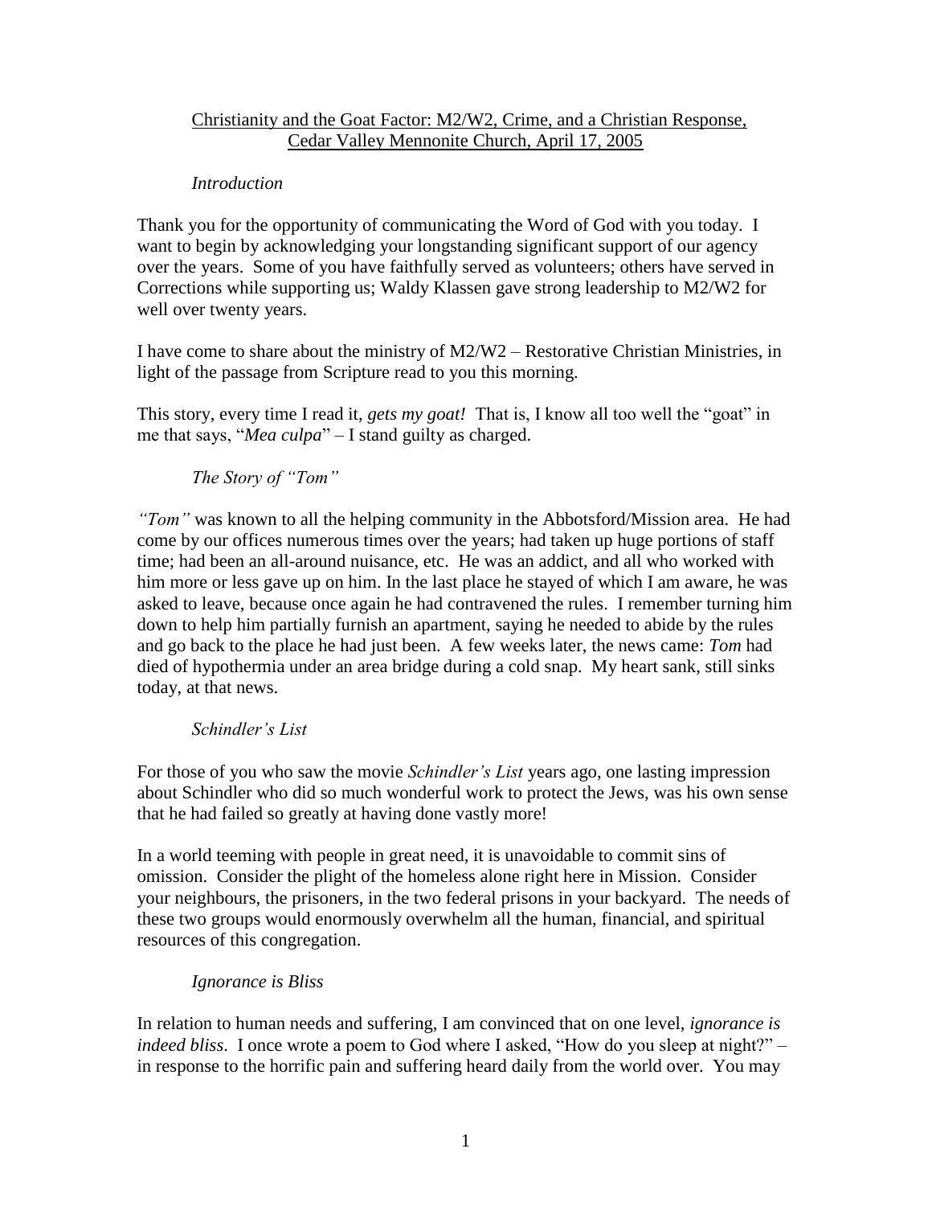# Christianity and the Goat Factor: M2/W2, Crime, and a Christian Response, Cedar Valley Mennonite Church, April 17, 2005

## *Introduction*

Thank you for the opportunity of communicating the Word of God with you today. I want to begin by acknowledging your longstanding significant support of our agency over the years. Some of you have faithfully served as volunteers; others have served in Corrections while supporting us; Waldy Klassen gave strong leadership to M2/W2 for well over twenty years.

I have come to share about the ministry of M2/W2 – Restorative Christian Ministries, in light of the passage from Scripture read to you this morning.

This story, every time I read it, *gets my goat!* That is, I know all too well the "goat" in me that says, "*Mea culpa*" – I stand guilty as charged.

## *The Story of "Tom"*

*"Tom"* was known to all the helping community in the Abbotsford/Mission area. He had come by our offices numerous times over the years; had taken up huge portions of staff time; had been an all-around nuisance, etc. He was an addict, and all who worked with him more or less gave up on him. In the last place he stayed of which I am aware, he was asked to leave, because once again he had contravened the rules. I remember turning him down to help him partially furnish an apartment, saying he needed to abide by the rules and go back to the place he had just been. A few weeks later, the news came: *Tom* had died of hypothermia under an area bridge during a cold snap. My heart sank, still sinks today, at that news.

## *Schindler's List*

For those of you who saw the movie *Schindler's List* years ago, one lasting impression about Schindler who did so much wonderful work to protect the Jews, was his own sense that he had failed so greatly at having done vastly more!

In a world teeming with people in great need, it is unavoidable to commit sins of omission. Consider the plight of the homeless alone right here in Mission. Consider your neighbours, the prisoners, in the two federal prisons in your backyard. The needs of these two groups would enormously overwhelm all the human, financial, and spiritual resources of this congregation.

## *Ignorance is Bliss*

In relation to human needs and suffering, I am convinced that on one level, *ignorance is indeed bliss*. I once wrote a poem to God where I asked, "How do you sleep at night?" – in response to the horrific pain and suffering heard daily from the world over. You may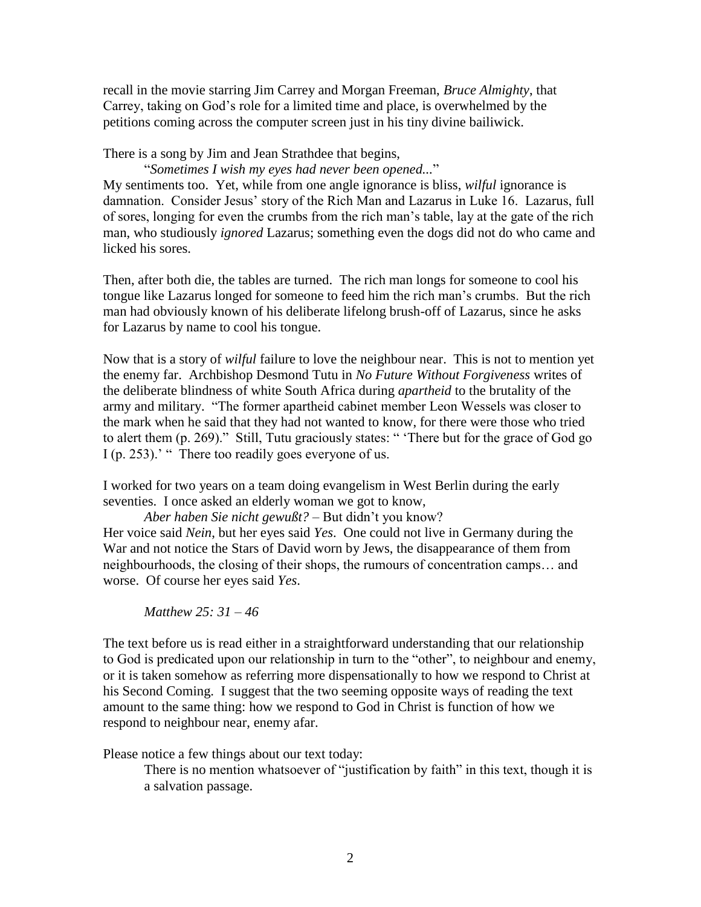recall in the movie starring Jim Carrey and Morgan Freeman, *Bruce Almighty*, that Carrey, taking on God's role for a limited time and place, is overwhelmed by the petitions coming across the computer screen just in his tiny divine bailiwick.

There is a song by Jim and Jean Strathdee that begins,

> "*Sometimes I wish my eyes had never been opened...*"

My sentiments too. Yet, while from one angle ignorance is bliss, *wilful* ignorance is damnation. Consider Jesus' story of the Rich Man and Lazarus in Luke 16. Lazarus, full of sores, longing for even the crumbs from the rich man's table, lay at the gate of the rich man, who studiously *ignored* Lazarus; something even the dogs did not do who came and licked his sores.

Then, after both die, the tables are turned. The rich man longs for someone to cool his tongue like Lazarus longed for someone to feed him the rich man's crumbs. But the rich man had obviously known of his deliberate lifelong brush-off of Lazarus, since he asks for Lazarus by name to cool his tongue.

Now that is a story of *wilful* failure to love the neighbour near. This is not to mention yet the enemy far. Archbishop Desmond Tutu in *No Future Without Forgiveness* writes of the deliberate blindness of white South Africa during *apartheid* to the brutality of the army and military. "The former apartheid cabinet member Leon Wessels was closer to the mark when he said that they had not wanted to know, for there were those who tried to alert them (p. 269)." Still, Tutu graciously states: " 'There but for the grace of God go I (p. 253).' " There too readily goes everyone of us.

I worked for two years on a team doing evangelism in West Berlin during the early seventies. I once asked an elderly woman we got to know,

> *Aber haben Sie nicht gewußt?* – But didn't you know?

Her voice said *Nein*, but her eyes said *Yes*. One could not live in Germany during the War and not notice the Stars of David worn by Jews, the disappearance of them from neighbourhoods, the closing of their shops, the rumours of concentration camps… and worse. Of course her eyes said *Yes*.

> *Matthew 25: 31 – 46*

The text before us is read either in a straightforward understanding that our relationship to God is predicated upon our relationship in turn to the "other", to neighbour and enemy, or it is taken somehow as referring more dispensationally to how we respond to Christ at his Second Coming. I suggest that the two seeming opposite ways of reading the text amount to the same thing: how we respond to God in Christ is function of how we respond to neighbour near, enemy afar.

Please notice a few things about our text today:

> There is no mention whatsoever of "justification by faith" in this text, though it is a salvation passage.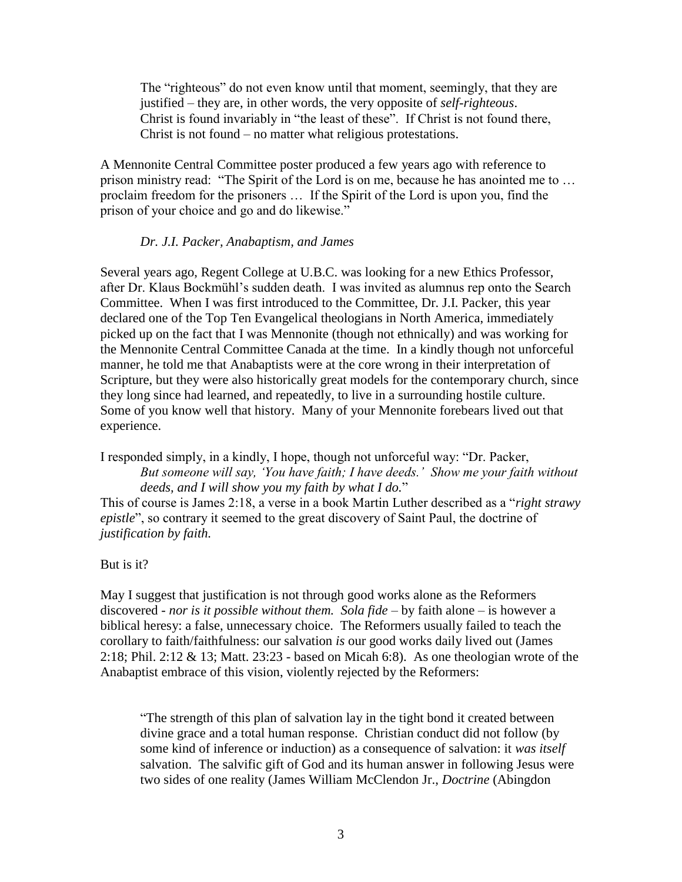> The "righteous" do not even know until that moment, seemingly, that they are justified – they are, in other words, the very opposite of *self-righteous*. Christ is found invariably in "the least of these". If Christ is not found there, Christ is not found – no matter what religious protestations.

A Mennonite Central Committee poster produced a few years ago with reference to prison ministry read: "The Spirit of the Lord is on me, because he has anointed me to … proclaim freedom for the prisoners … If the Spirit of the Lord is upon you, find the prison of your choice and go and do likewise."

### *Dr. J.I. Packer, Anabaptism, and James*

Several years ago, Regent College at U.B.C. was looking for a new Ethics Professor, after Dr. Klaus Bockmühl's sudden death. I was invited as alumnus rep onto the Search Committee. When I was first introduced to the Committee, Dr. J.I. Packer, this year declared one of the Top Ten Evangelical theologians in North America, immediately picked up on the fact that I was Mennonite (though not ethnically) and was working for the Mennonite Central Committee Canada at the time. In a kindly though not unforceful manner, he told me that Anabaptists were at the core wrong in their interpretation of Scripture, but they were also historically great models for the contemporary church, since they long since had learned, and repeatedly, to live in a surrounding hostile culture. Some of you know well that history. Many of your Mennonite forebears lived out that experience.

I responded simply, in a kindly, I hope, though not unforceful way: "Dr. Packer,

> *But someone will say, 'You have faith; I have deeds.' Show me your faith without deeds, and I will show you my faith by what I do.*"

This of course is James 2:18, a verse in a book Martin Luther described as a "*right strawy epistle*", so contrary it seemed to the great discovery of Saint Paul, the doctrine of *justification by faith.*

But is it?

May I suggest that justification is not through good works alone as the Reformers discovered - *nor is it possible without them. Sola fide* – by faith alone – is however a biblical heresy: a false, unnecessary choice. The Reformers usually failed to teach the corollary to faith/faithfulness: our salvation *is* our good works daily lived out (James 2:18; Phil. 2:12 & 13; Matt. 23:23 - based on Micah 6:8). As one theologian wrote of the Anabaptist embrace of this vision, violently rejected by the Reformers:

> "The strength of this plan of salvation lay in the tight bond it created between divine grace and a total human response. Christian conduct did not follow (by some kind of inference or induction) as a consequence of salvation: it *was itself* salvation. The salvific gift of God and its human answer in following Jesus were two sides of one reality (James William McClendon Jr., *Doctrine* (Abingdon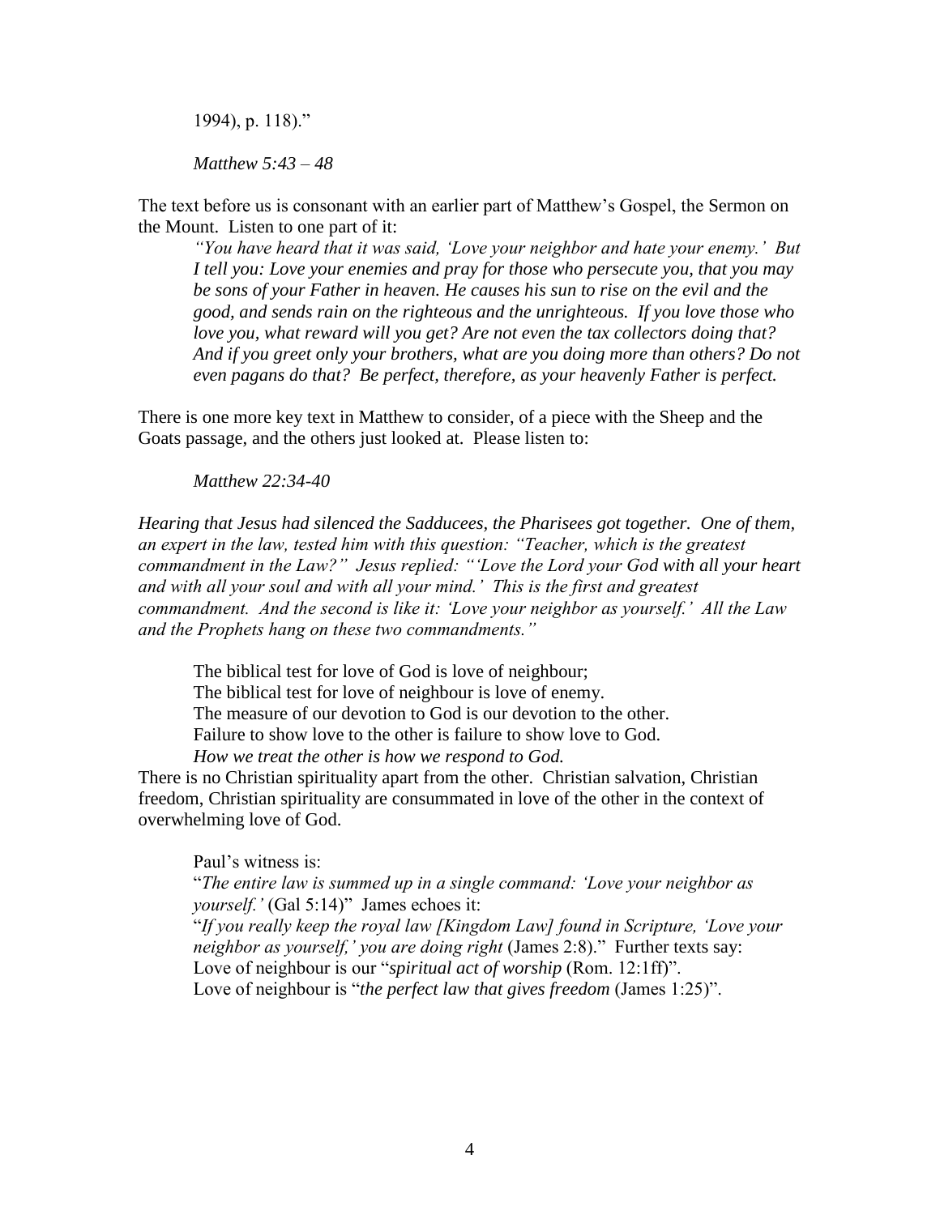1994), p. 118)."

*Matthew 5:43 – 48*

The text before us is consonant with an earlier part of Matthew's Gospel, the Sermon on the Mount. Listen to one part of it:

> *"You have heard that it was said, 'Love your neighbor and hate your enemy.' But I tell you: Love your enemies and pray for those who persecute you, that you may be sons of your Father in heaven. He causes his sun to rise on the evil and the good, and sends rain on the righteous and the unrighteous. If you love those who love you, what reward will you get? Are not even the tax collectors doing that? And if you greet only your brothers, what are you doing more than others? Do not even pagans do that? Be perfect, therefore, as your heavenly Father is perfect.*

There is one more key text in Matthew to consider, of a piece with the Sheep and the Goats passage, and the others just looked at. Please listen to:

*Matthew 22:34-40*

*Hearing that Jesus had silenced the Sadducees, the Pharisees got together. One of them, an expert in the law, tested him with this question: "Teacher, which is the greatest commandment in the Law?" Jesus replied: "'Love the Lord your God with all your heart and with all your soul and with all your mind.' This is the first and greatest commandment. And the second is like it: 'Love your neighbor as yourself.' All the Law and the Prophets hang on these two commandments."*

The biblical test for love of God is love of neighbour;
The biblical test for love of neighbour is love of enemy.
The measure of our devotion to God is our devotion to the other.
Failure to show love to the other is failure to show love to God.
*How we treat the other is how we respond to God.*

There is no Christian spirituality apart from the other. Christian salvation, Christian freedom, Christian spirituality are consummated in love of the other in the context of overwhelming love of God.

Paul's witness is:
"*The entire law is summed up in a single command: 'Love your neighbor as yourself.'* (Gal 5:14)" James echoes it:
"*If you really keep the royal law [Kingdom Law] found in Scripture, 'Love your neighbor as yourself,' you are doing right* (James 2:8)." Further texts say:
Love of neighbour is our "*spiritual act of worship* (Rom. 12:1ff)".
Love of neighbour is "*the perfect law that gives freedom* (James 1:25)".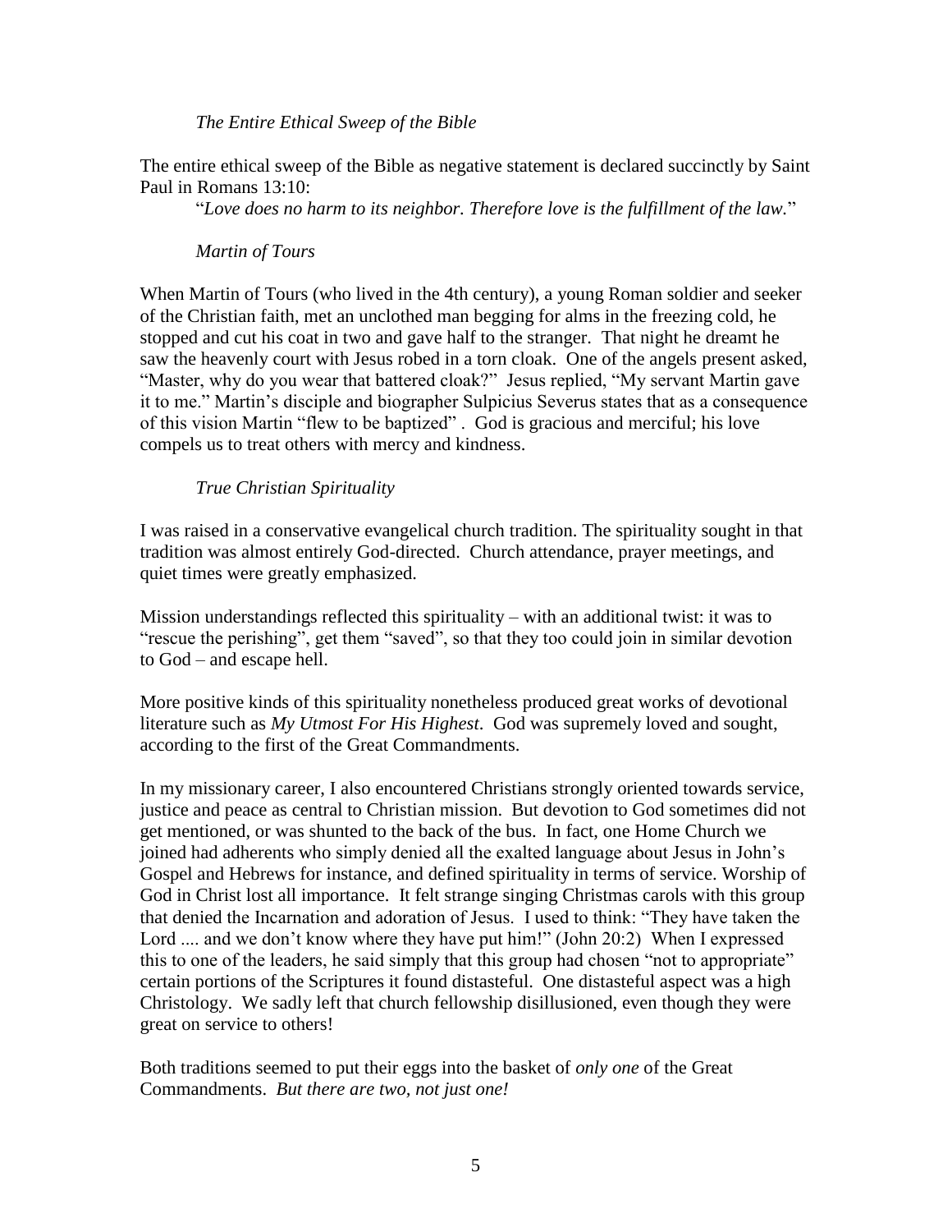### *The Entire Ethical Sweep of the Bible*

The entire ethical sweep of the Bible as negative statement is declared succinctly by Saint Paul in Romans 13:10:

> "*Love does no harm to its neighbor. Therefore love is the fulfillment of the law.*"

### *Martin of Tours*

When Martin of Tours (who lived in the 4th century), a young Roman soldier and seeker of the Christian faith, met an unclothed man begging for alms in the freezing cold, he stopped and cut his coat in two and gave half to the stranger. That night he dreamt he saw the heavenly court with Jesus robed in a torn cloak. One of the angels present asked, "Master, why do you wear that battered cloak?" Jesus replied, "My servant Martin gave it to me." Martin's disciple and biographer Sulpicius Severus states that as a consequence of this vision Martin "flew to be baptized" . God is gracious and merciful; his love compels us to treat others with mercy and kindness.

### *True Christian Spirituality*

I was raised in a conservative evangelical church tradition. The spirituality sought in that tradition was almost entirely God-directed. Church attendance, prayer meetings, and quiet times were greatly emphasized.

Mission understandings reflected this spirituality – with an additional twist: it was to "rescue the perishing", get them "saved", so that they too could join in similar devotion to God – and escape hell.

More positive kinds of this spirituality nonetheless produced great works of devotional literature such as *My Utmost For His Highest*. God was supremely loved and sought, according to the first of the Great Commandments.

In my missionary career, I also encountered Christians strongly oriented towards service, justice and peace as central to Christian mission. But devotion to God sometimes did not get mentioned, or was shunted to the back of the bus. In fact, one Home Church we joined had adherents who simply denied all the exalted language about Jesus in John's Gospel and Hebrews for instance, and defined spirituality in terms of service. Worship of God in Christ lost all importance. It felt strange singing Christmas carols with this group that denied the Incarnation and adoration of Jesus. I used to think: "They have taken the Lord .... and we don't know where they have put him!" (John 20:2) When I expressed this to one of the leaders, he said simply that this group had chosen "not to appropriate" certain portions of the Scriptures it found distasteful. One distasteful aspect was a high Christology. We sadly left that church fellowship disillusioned, even though they were great on service to others!

Both traditions seemed to put their eggs into the basket of *only one* of the Great Commandments. *But there are two, not just one!*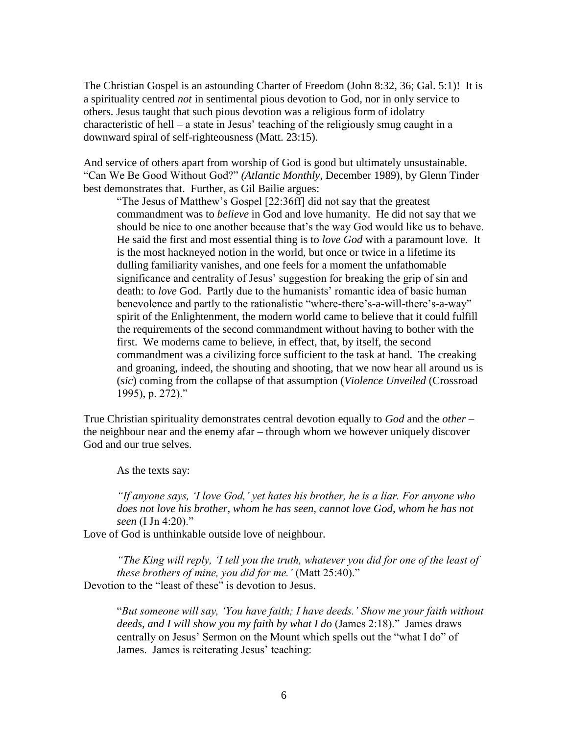The Christian Gospel is an astounding Charter of Freedom (John 8:32, 36; Gal. 5:1)! It is a spirituality centred *not* in sentimental pious devotion to God, nor in only service to others. Jesus taught that such pious devotion was a religious form of idolatry characteristic of hell – a state in Jesus' teaching of the religiously smug caught in a downward spiral of self-righteousness (Matt. 23:15).

And service of others apart from worship of God is good but ultimately unsustainable. "Can We Be Good Without God?" *(Atlantic Monthly*, December 1989), by Glenn Tinder best demonstrates that. Further, as Gil Bailie argues:

> "The Jesus of Matthew's Gospel [22:36ff] did not say that the greatest commandment was to *believe* in God and love humanity. He did not say that we should be nice to one another because that's the way God would like us to behave. He said the first and most essential thing is to *love God* with a paramount love. It is the most hackneyed notion in the world, but once or twice in a lifetime its dulling familiarity vanishes, and one feels for a moment the unfathomable significance and centrality of Jesus' suggestion for breaking the grip of sin and death: to *love* God. Partly due to the humanists' romantic idea of basic human benevolence and partly to the rationalistic "where-there's-a-will-there's-a-way" spirit of the Enlightenment, the modern world came to believe that it could fulfill the requirements of the second commandment without having to bother with the first. We moderns came to believe, in effect, that, by itself, the second commandment was a civilizing force sufficient to the task at hand. The creaking and groaning, indeed, the shouting and shooting, that we now hear all around us is (*sic*) coming from the collapse of that assumption (*Violence Unveiled* (Crossroad 1995), p. 272)."

True Christian spirituality demonstrates central devotion equally to *God* and the *other* – the neighbour near and the enemy afar – through whom we however uniquely discover God and our true selves.

As the texts say:

> *"If anyone says, 'I love God,' yet hates his brother, he is a liar. For anyone who does not love his brother, whom he has seen, cannot love God, whom he has not seen* (I Jn 4:20)."

Love of God is unthinkable outside love of neighbour.

> *"The King will reply, 'I tell you the truth, whatever you did for one of the least of these brothers of mine, you did for me.'* (Matt 25:40)."

Devotion to the "least of these" is devotion to Jesus.

> "*But someone will say, 'You have faith; I have deeds.' Show me your faith without deeds, and I will show you my faith by what I do* (James 2:18)." James draws centrally on Jesus' Sermon on the Mount which spells out the "what I do" of James. James is reiterating Jesus' teaching: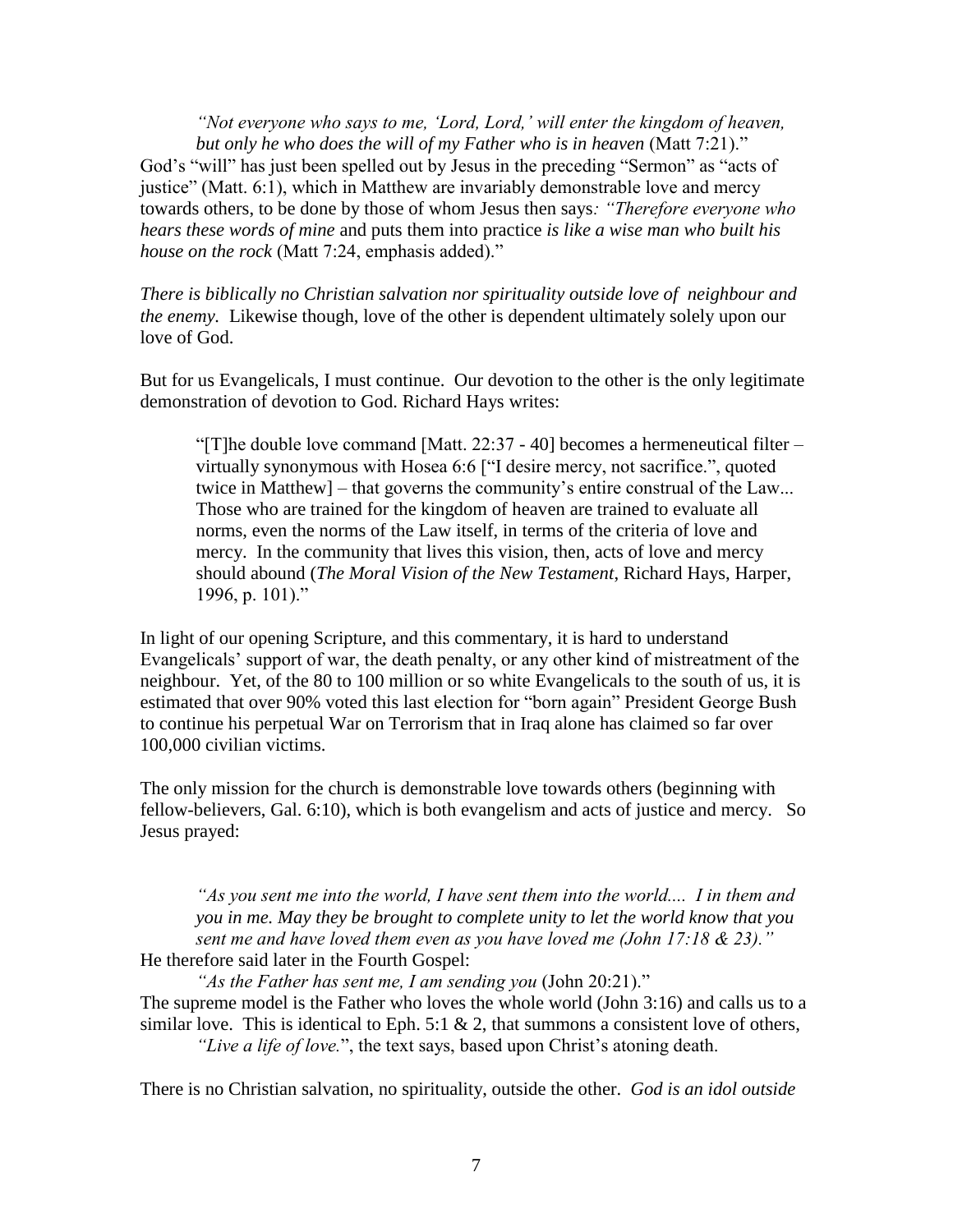> *"Not everyone who says to me, 'Lord, Lord,' will enter the kingdom of heaven, but only he who does the will of my Father who is in heaven* (Matt 7:21)."

God's "will" has just been spelled out by Jesus in the preceding "Sermon" as "acts of justice" (Matt. 6:1), which in Matthew are invariably demonstrable love and mercy towards others, to be done by those of whom Jesus then says*: "Therefore everyone who hears these words of mine* and puts them into practice *is like a wise man who built his house on the rock* (Matt 7:24, emphasis added)."

*There is biblically no Christian salvation nor spirituality outside love of neighbour and the enemy.* Likewise though, love of the other is dependent ultimately solely upon our love of God.

But for us Evangelicals, I must continue. Our devotion to the other is the only legitimate demonstration of devotion to God. Richard Hays writes:

> "[T]he double love command [Matt. 22:37 - 40] becomes a hermeneutical filter – virtually synonymous with Hosea 6:6 ["I desire mercy, not sacrifice.", quoted twice in Matthew] – that governs the community's entire construal of the Law... Those who are trained for the kingdom of heaven are trained to evaluate all norms, even the norms of the Law itself, in terms of the criteria of love and mercy. In the community that lives this vision, then, acts of love and mercy should abound (*The Moral Vision of the New Testament*, Richard Hays, Harper, 1996, p. 101)."

In light of our opening Scripture, and this commentary, it is hard to understand Evangelicals' support of war, the death penalty, or any other kind of mistreatment of the neighbour. Yet, of the 80 to 100 million or so white Evangelicals to the south of us, it is estimated that over 90% voted this last election for "born again" President George Bush to continue his perpetual War on Terrorism that in Iraq alone has claimed so far over 100,000 civilian victims.

The only mission for the church is demonstrable love towards others (beginning with fellow-believers, Gal. 6:10), which is both evangelism and acts of justice and mercy. So Jesus prayed:

> *"As you sent me into the world, I have sent them into the world.... I in them and you in me. May they be brought to complete unity to let the world know that you sent me and have loved them even as you have loved me (John 17:18 & 23)."*

He therefore said later in the Fourth Gospel:

> *"As the Father has sent me, I am sending you* (John 20:21)."

The supreme model is the Father who loves the whole world (John 3:16) and calls us to a similar love. This is identical to Eph. 5:1 & 2, that summons a consistent love of others,

> *"Live a life of love.*", the text says, based upon Christ's atoning death.

There is no Christian salvation, no spirituality, outside the other. *God is an idol outside*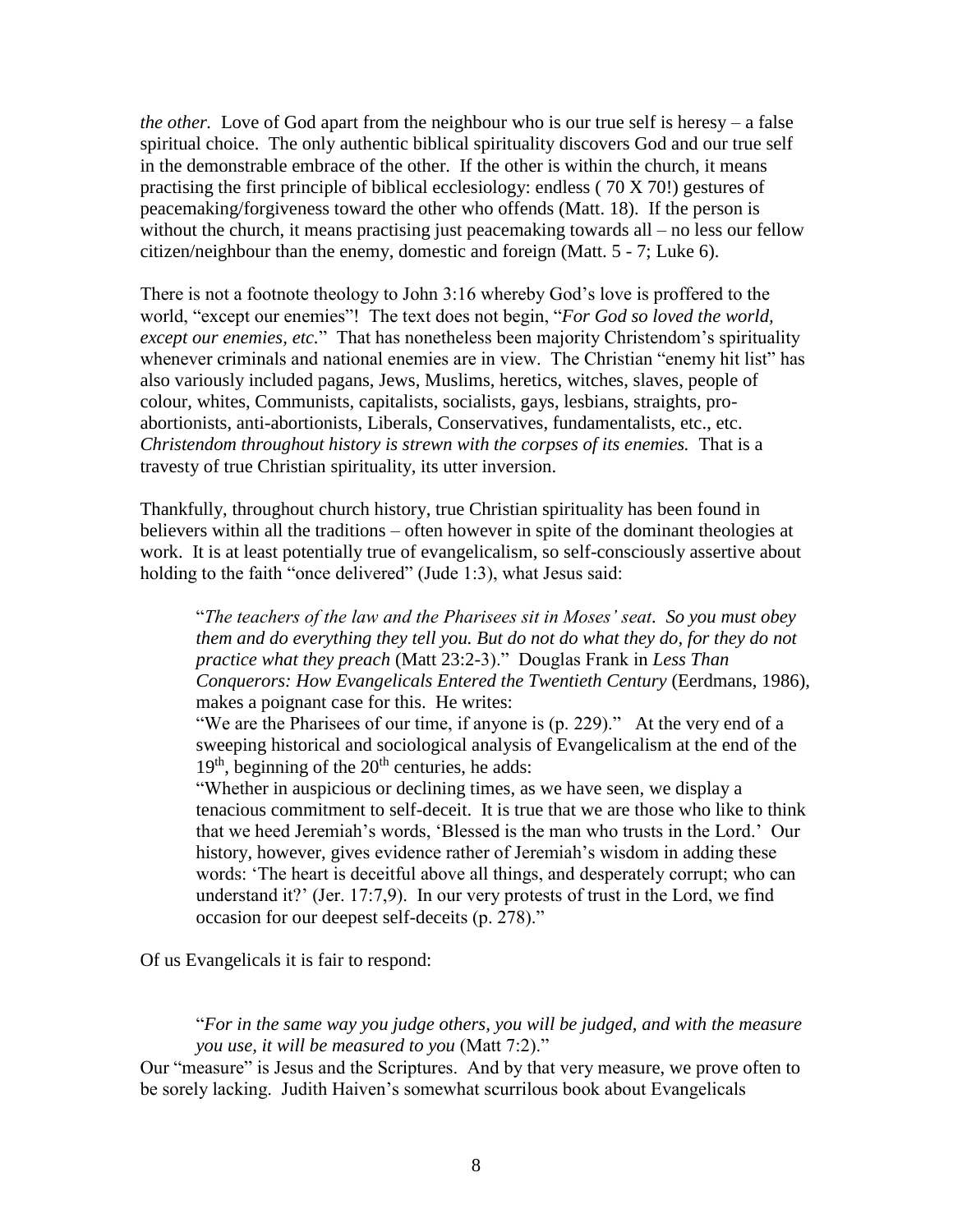*the other.* Love of God apart from the neighbour who is our true self is heresy – a false spiritual choice. The only authentic biblical spirituality discovers God and our true self in the demonstrable embrace of the other. If the other is within the church, it means practising the first principle of biblical ecclesiology: endless ( 70 X 70!) gestures of peacemaking/forgiveness toward the other who offends (Matt. 18). If the person is without the church, it means practising just peacemaking towards all – no less our fellow citizen/neighbour than the enemy, domestic and foreign (Matt. 5 - 7; Luke 6).

There is not a footnote theology to John 3:16 whereby God's love is proffered to the world, "except our enemies"! The text does not begin, "*For God so loved the world, except our enemies, etc.*" That has nonetheless been majority Christendom's spirituality whenever criminals and national enemies are in view. The Christian "enemy hit list" has also variously included pagans, Jews, Muslims, heretics, witches, slaves, people of colour, whites, Communists, capitalists, socialists, gays, lesbians, straights, pro-abortionists, anti-abortionists, Liberals, Conservatives, fundamentalists, etc., etc. *Christendom throughout history is strewn with the corpses of its enemies.* That is a travesty of true Christian spirituality, its utter inversion.

Thankfully, throughout church history, true Christian spirituality has been found in believers within all the traditions – often however in spite of the dominant theologies at work. It is at least potentially true of evangelicalism, so self-consciously assertive about holding to the faith "once delivered" (Jude 1:3), what Jesus said:

> "*The teachers of the law and the Pharisees sit in Moses' seat. So you must obey them and do everything they tell you. But do not do what they do, for they do not practice what they preach* (Matt 23:2-3)." Douglas Frank in *Less Than Conquerors: How Evangelicals Entered the Twentieth Century* (Eerdmans, 1986), makes a poignant case for this. He writes:
>
> "We are the Pharisees of our time, if anyone is (p. 229)." At the very end of a sweeping historical and sociological analysis of Evangelicalism at the end of the 19th, beginning of the 20th centuries, he adds:
>
> "Whether in auspicious or declining times, as we have seen, we display a tenacious commitment to self-deceit. It is true that we are those who like to think that we heed Jeremiah's words, 'Blessed is the man who trusts in the Lord.' Our history, however, gives evidence rather of Jeremiah's wisdom in adding these words: 'The heart is deceitful above all things, and desperately corrupt; who can understand it?' (Jer. 17:7,9). In our very protests of trust in the Lord, we find occasion for our deepest self-deceits (p. 278)."

Of us Evangelicals it is fair to respond:

> "*For in the same way you judge others, you will be judged, and with the measure you use, it will be measured to you* (Matt 7:2)."

Our "measure" is Jesus and the Scriptures. And by that very measure, we prove often to be sorely lacking. Judith Haiven's somewhat scurrilous book about Evangelicals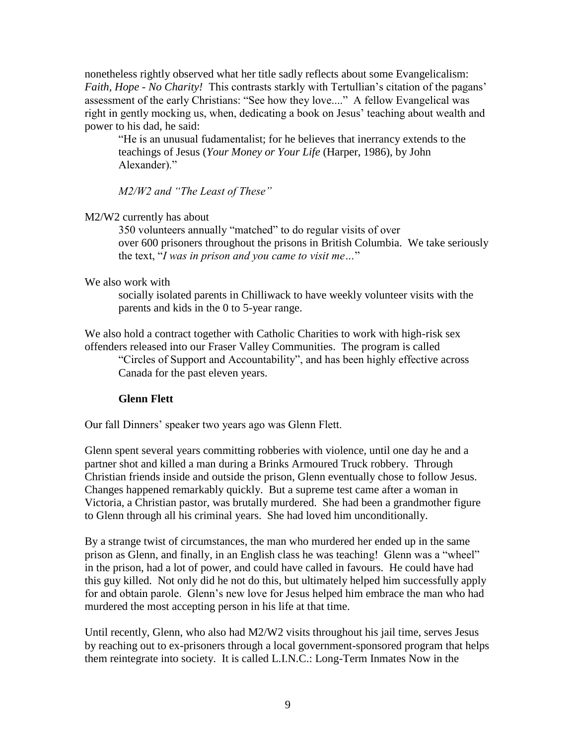nonetheless rightly observed what her title sadly reflects about some Evangelicalism: *Faith, Hope - No Charity!* This contrasts starkly with Tertullian's citation of the pagans' assessment of the early Christians: "See how they love...." A fellow Evangelical was right in gently mocking us, when, dedicating a book on Jesus' teaching about wealth and power to his dad, he said:

> "He is an unusual fudamentalist; for he believes that inerrancy extends to the teachings of Jesus (*Your Money or Your Life* (Harper, 1986), by John Alexander)."

*M2/W2 and "The Least of These"*

M2/W2 currently has about

> 350 volunteers annually "matched" to do regular visits of over over 600 prisoners throughout the prisons in British Columbia. We take seriously the text, "*I was in prison and you came to visit me…*"

We also work with

> socially isolated parents in Chilliwack to have weekly volunteer visits with the parents and kids in the 0 to 5-year range.

We also hold a contract together with Catholic Charities to work with high-risk sex offenders released into our Fraser Valley Communities. The program is called

> "Circles of Support and Accountability", and has been highly effective across Canada for the past eleven years.

**Glenn Flett**

Our fall Dinners' speaker two years ago was Glenn Flett.

Glenn spent several years committing robberies with violence, until one day he and a partner shot and killed a man during a Brinks Armoured Truck robbery. Through Christian friends inside and outside the prison, Glenn eventually chose to follow Jesus. Changes happened remarkably quickly. But a supreme test came after a woman in Victoria, a Christian pastor, was brutally murdered. She had been a grandmother figure to Glenn through all his criminal years. She had loved him unconditionally.

By a strange twist of circumstances, the man who murdered her ended up in the same prison as Glenn, and finally, in an English class he was teaching! Glenn was a "wheel" in the prison, had a lot of power, and could have called in favours. He could have had this guy killed. Not only did he not do this, but ultimately helped him successfully apply for and obtain parole. Glenn's new love for Jesus helped him embrace the man who had murdered the most accepting person in his life at that time.

Until recently, Glenn, who also had M2/W2 visits throughout his jail time, serves Jesus by reaching out to ex-prisoners through a local government-sponsored program that helps them reintegrate into society. It is called L.I.N.C.: Long-Term Inmates Now in the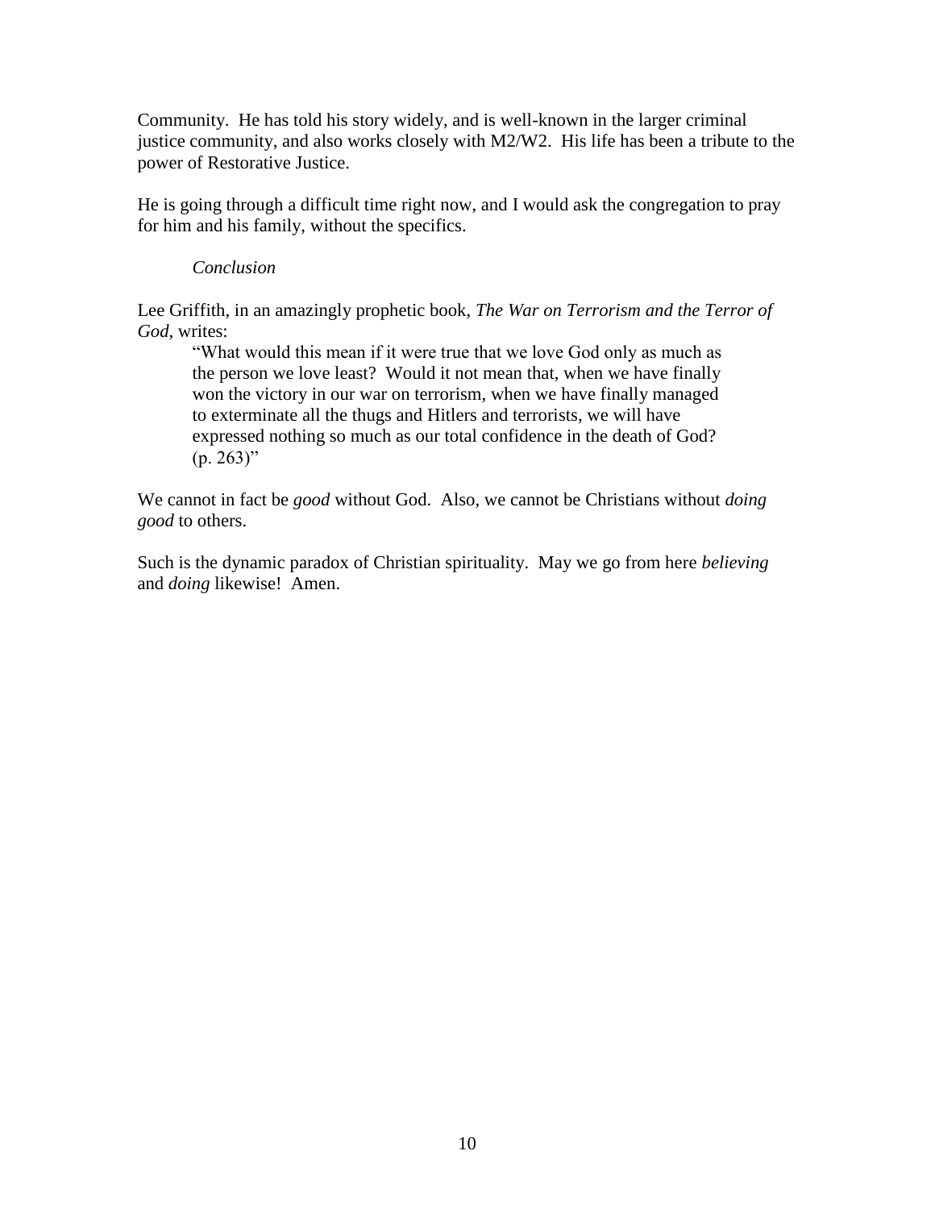Community. He has told his story widely, and is well-known in the larger criminal justice community, and also works closely with M2/W2. His life has been a tribute to the power of Restorative Justice.

He is going through a difficult time right now, and I would ask the congregation to pray for him and his family, without the specifics.

*Conclusion*

Lee Griffith, in an amazingly prophetic book, *The War on Terrorism and the Terror of God*, writes:

> "What would this mean if it were true that we love God only as much as the person we love least? Would it not mean that, when we have finally won the victory in our war on terrorism, when we have finally managed to exterminate all the thugs and Hitlers and terrorists, we will have expressed nothing so much as our total confidence in the death of God? (p. 263)"

We cannot in fact be *good* without God. Also, we cannot be Christians without *doing good* to others.

Such is the dynamic paradox of Christian spirituality. May we go from here *believing* and *doing* likewise! Amen.